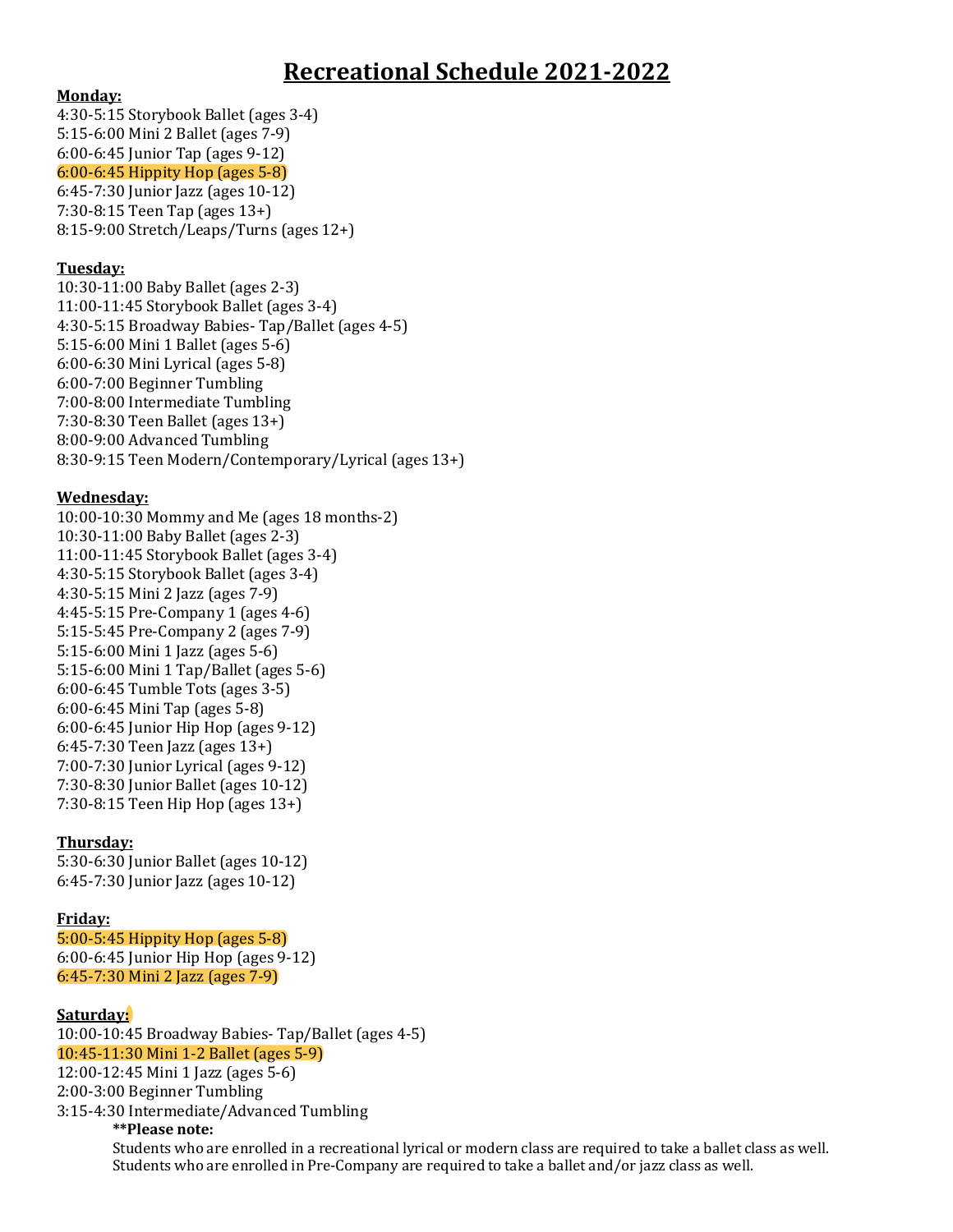# Recreational Schedule 2021-2022

**Monday:**

4:30-5:15 Storybook Ballet (ages 3-4)
5:15-6:00 Mini 2 Ballet (ages 7-9)
6:00-6:45 Junior Tap (ages 9-12)
6:00-6:45 Hippity Hop (ages 5-8)
6:45-7:30 Junior Jazz (ages 10-12)
7:30-8:15 Teen Tap (ages 13+)
8:15-9:00 Stretch/Leaps/Turns (ages 12+)

**Tuesday:**

10:30-11:00 Baby Ballet (ages 2-3)
11:00-11:45 Storybook Ballet (ages 3-4)
4:30-5:15 Broadway Babies- Tap/Ballet (ages 4-5)
5:15-6:00 Mini 1 Ballet (ages 5-6)
6:00-6:30 Mini Lyrical (ages 5-8)
6:00-7:00 Beginner Tumbling
7:00-8:00 Intermediate Tumbling
7:30-8:30 Teen Ballet (ages 13+)
8:00-9:00 Advanced Tumbling
8:30-9:15 Teen Modern/Contemporary/Lyrical (ages 13+)

**Wednesday:**

10:00-10:30 Mommy and Me (ages 18 months-2)
10:30-11:00 Baby Ballet (ages 2-3)
11:00-11:45 Storybook Ballet (ages 3-4)
4:30-5:15 Storybook Ballet (ages 3-4)
4:30-5:15 Mini 2 Jazz (ages 7-9)
4:45-5:15 Pre-Company 1 (ages 4-6)
5:15-5:45 Pre-Company 2 (ages 7-9)
5:15-6:00 Mini 1 Jazz (ages 5-6)
5:15-6:00 Mini 1 Tap/Ballet (ages 5-6)
6:00-6:45 Tumble Tots (ages 3-5)
6:00-6:45 Mini Tap (ages 5-8)
6:00-6:45 Junior Hip Hop (ages 9-12)
6:45-7:30 Teen Jazz (ages 13+)
7:00-7:30 Junior Lyrical (ages 9-12)
7:30-8:30 Junior Ballet (ages 10-12)
7:30-8:15 Teen Hip Hop (ages 13+)

**Thursday:**

5:30-6:30 Junior Ballet (ages 10-12)
6:45-7:30 Junior Jazz (ages 10-12)

**Friday:**

5:00-5:45 Hippity Hop (ages 5-8)
6:00-6:45 Junior Hip Hop (ages 9-12)
6:45-7:30 Mini 2 Jazz (ages 7-9)

**Saturday:**

10:00-10:45 Broadway Babies- Tap/Ballet (ages 4-5)
10:45-11:30 Mini 1-2 Ballet (ages 5-9)
12:00-12:45 Mini 1 Jazz (ages 5-6)
2:00-3:00 Beginner Tumbling
3:15-4:30 Intermediate/Advanced Tumbling

**\*\*Please note:**

Students who are enrolled in a recreational lyrical or modern class are required to take a ballet class as well.
Students who are enrolled in Pre-Company are required to take a ballet and/or jazz class as well.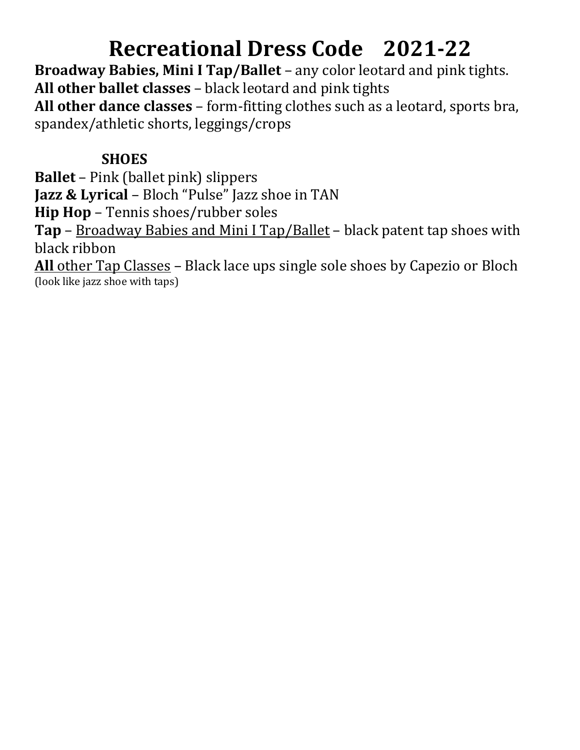# Recreational Dress Code 2021-22

**Broadway Babies, Mini I Tap/Ballet** – any color leotard and pink tights.
**All other ballet classes** – black leotard and pink tights
**All other dance classes** – form-fitting clothes such as a leotard, sports bra, spandex/athletic shorts, leggings/crops

## SHOES

**Ballet** – Pink (ballet pink) slippers
**Jazz & Lyrical** – Bloch "Pulse" Jazz shoe in TAN
**Hip Hop** – Tennis shoes/rubber soles
**Tap** – <u>Broadway Babies and Mini I Tap/Ballet</u> – black patent tap shoes with black ribbon
<u>**All** other Tap Classes</u> – Black lace ups single sole shoes by Capezio or Bloch (look like jazz shoe with taps)